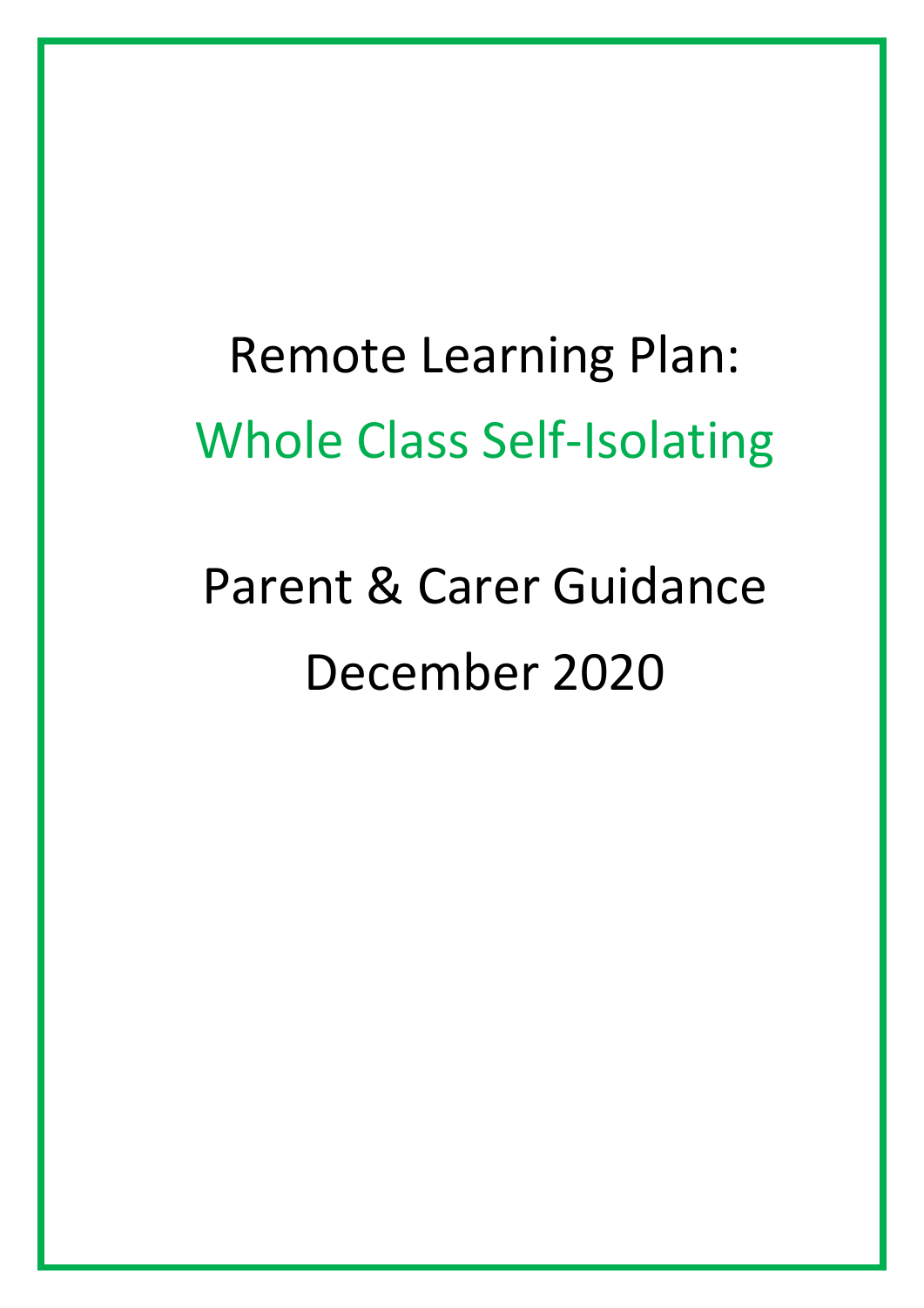# Remote Learning Plan:

## Whole Class Self-Isolating

## Parent & Carer Guidance

## December 2020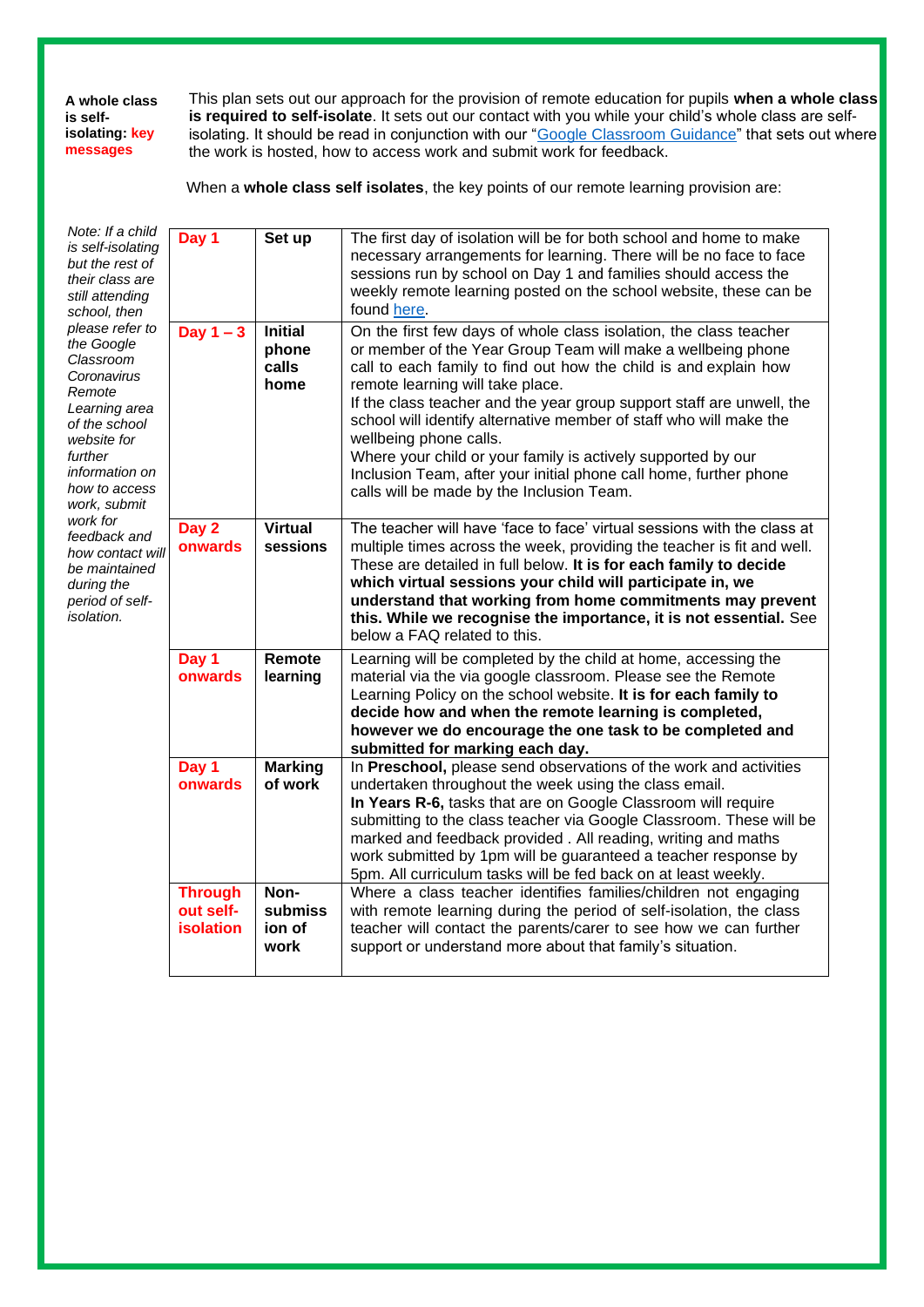**A whole class is self-isolating: key messages**

This plan sets out our approach for the provision of remote education for pupils **when a whole class is required to self-isolate**. It sets out our contact with you while your child's whole class are self-isolating. It should be read in conjunction with our "[Google Classroom Guidance]()" that sets out where the work is hosted, how to access work and submit work for feedback.

When a **whole class self isolates**, the key points of our remote learning provision are:

*Note: If a child is self-isolating but the rest of their class are still attending school, then please refer to the Google Classroom Coronavirus Remote Learning area of the school website for further information on how to access work, submit work for feedback and how contact will be maintained during the period of self-isolation.*

| | | |
|---|---|---|
| **Day 1** | **Set up** | The first day of isolation will be for both school and home to make necessary arrangements for learning. There will be no face to face sessions run by school on Day 1 and families should access the weekly remote learning posted on the school website, these can be found [here](). |
| **Day 1 – 3** | **Initial phone calls home** | On the first few days of whole class isolation, the class teacher or member of Year Group Team will make a wellbeing phone call to each family to find out how the child is and explain how remote learning will take place.<br>If the class teacher and the year group support staff are unwell, the school will identify alternative member of staff who will make the wellbeing phone calls.<br>Where your child or your family is actively supported by our Inclusion Team, after your initial phone call home, further phone calls will be made by the Inclusion Team. |
| **Day 2 onwards** | **Virtual sessions** | The teacher will have 'face to face' virtual sessions with the class at multiple times across the week, providing the teacher is fit and well. These are detailed in full below. **It is for each family to decide which virtual sessions your child will participate in, we understand that working from home commitments may prevent this. While we recognise the importance, it is not essential.** See below a FAQ related to this. |
| **Day 1 onwards** | **Remote learning** | Learning will be completed by the child at home, accessing the material via the via google classroom. Please see the Remote Learning Policy on the school website. **It is for each family to decide how and when the remote learning is completed, however we do encourage the one task to be completed and submitted for marking each day.** |
| **Day 1 onwards** | **Marking of work** | In **Preschool,** please send observations of the work and activities undertaken throughout the week using the class email.<br>**In Years R-6,** tasks that are on Google Classroom will require submitting to the class teacher via Google Classroom. These will be marked and feedback provided . All reading, writing and maths work submitted by 1pm will be guaranteed a teacher response by 5pm. All curriculum tasks will be fed back on at least weekly. |
| **Through out self-isolation** | **Non-submission of work** | Where a class teacher identifies families/children not engaging with remote learning during the period of self-isolation, the class teacher will contact the parents/carer to see how we can further support or understand more about that family's situation. |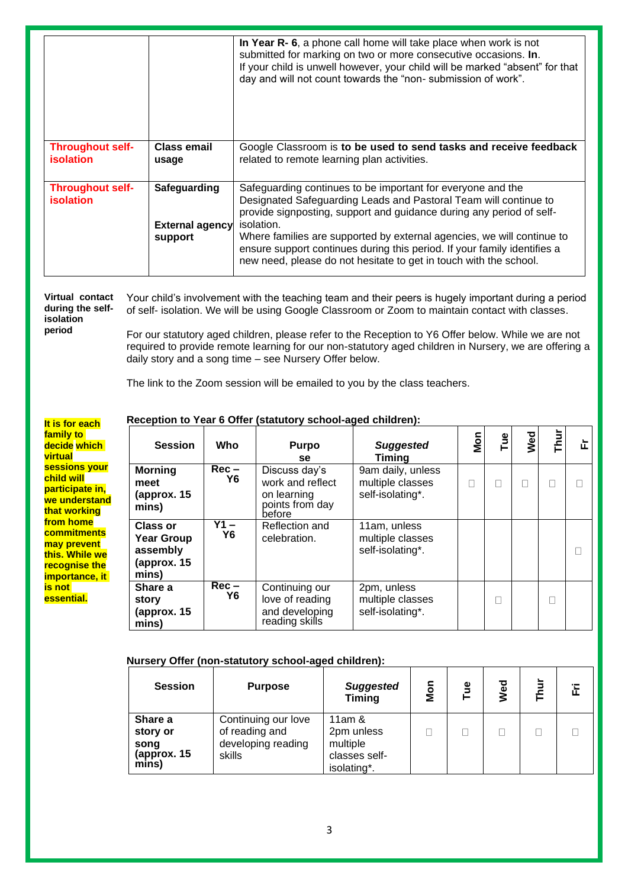| | | |
|---|---|---|
| | | **In Year R- 6**, a phone call home will take place when work is not submitted for marking on two or more consecutive occasions. **In**.<br>If your child is unwell however, your child will be marked "absent" for that day and will not count towards the "non- submission of work". |
| **Throughout self-isolation** | **Class email usage** | Google Classroom is **to be used to send tasks and receive feedback** related to remote learning plan activities. |
| **Throughout self-isolation** | **Safeguarding**<br><br>**External agency support** | Safeguarding continues to be important for everyone and the Designated Safeguarding Leads and Pastoral Team will continue to provide signposting, support and guidance during any period of self-isolation.<br>Where families are supported by external agencies, we will continue to ensure support continues during this period. If your family identifies a new need, please do not hesitate to get in touch with the school. |

**Virtual contact during the self-isolation period**

Your child's involvement with the teaching team and their peers is hugely important during a period of self- isolation. We will be using Google Classroom or Zoom to maintain contact with classes.

For our statutory aged children, please refer to the Reception to Y6 Offer below. While we are not required to provide remote learning for our non-statutory aged children in Nursery, we are offering a daily story and a song time – see Nursery Offer below.

The link to the Zoom session will be emailed to you by the class teachers.

**It is for each family to decide which virtual sessions your child will participate in, we understand that working from home commitments may prevent this. While we recognise the importance, it is not essential.**

**Reception to Year 6 Offer (statutory school-aged children):**

| Session | Who | Purpose | *Suggested* Timing | Mon | Tue | Wed | Thur | Fr |
|---|---|---|---|---|---|---|---|---|
| **Morning meet (approx. 15 mins)** | **Rec – Y6** | Discuss day's work and reflect on learning points from day before | 9am daily, unless multiple classes self-isolating*. | ☐ | ☐ | ☐ | ☐ | ☐ |
| **Class or Year Group assembly (approx. 15 mins)** | **Y1 – Y6** | Reflection and celebration. | 11am, unless multiple classes self-isolating*. | | | | | ☐ |
| **Share a story (approx. 15 mins)** | **Rec – Y6** | Continuing our love of reading and developing reading skills | 2pm, unless multiple classes self-isolating*. | | ☐ | | ☐ | |

**Nursery Offer (non-statutory school-aged children):**

| Session | Purpose | *Suggested* Timing | Mon | Tue | Wed | Thur | Fri |
|---|---|---|---|---|---|---|---|
| **Share a story or song (approx. 15 mins)** | Continuing our love of reading and developing reading skills | 11am & 2pm unless multiple classes self-isolating*. | ☐ | ☐ | ☐ | ☐ | ☐ |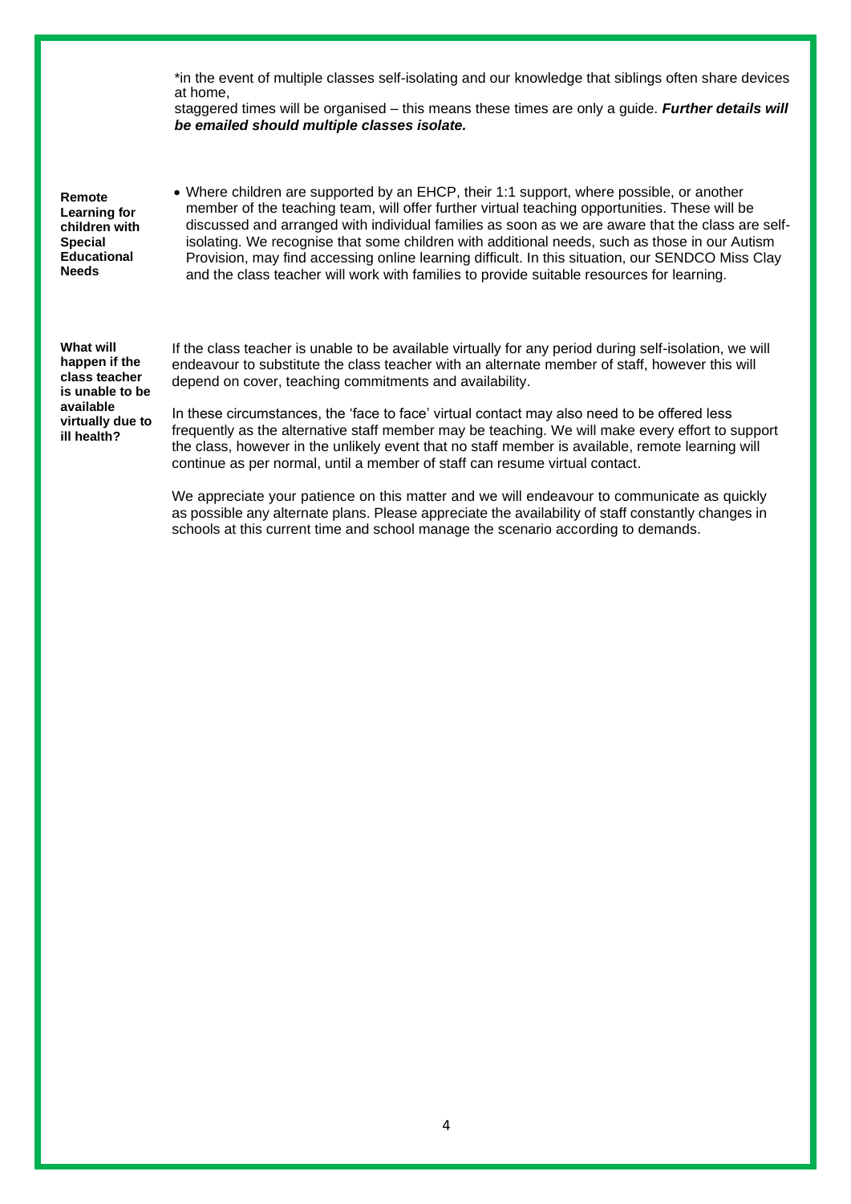*in the event of multiple classes self-isolating and our knowledge that siblings often share devices at home,
staggered times will be organised – this means these times are only a guide. ***Further details will be emailed should multiple classes isolate.***

| | |
|---|---|
| **Remote Learning for children with Special Educational Needs** | • Where children are supported by an EHCP, their 1:1 support, where possible, or another member of the teaching team, will offer further virtual teaching opportunities. These will be discussed and arranged with individual families as soon as we are aware that the class are self-isolating. We recognise that some children with additional needs, such as those in our Autism Provision, may find accessing online learning difficult. In this situation, our SENDCO Miss Clay and the class teacher will work with families to provide suitable resources for learning. |
| **What will happen if the class teacher is unable to be available virtually due to ill health?** | If the class teacher is unable to be available virtually for any period during self-isolation, we will endeavour to substitute the class teacher with an alternate member of staff, however this will depend on cover, teaching commitments and availability.<br><br>In these circumstances, the 'face to face' virtual contact may also need to be offered less frequently as the alternative staff member may be teaching. We will make every effort to support the class, however in the unlikely event that no staff member is available, remote learning will continue as per normal, until a member of staff can resume virtual contact.<br><br>We appreciate your patience on this matter and we will endeavour to communicate as quickly as possible any alternate plans. Please appreciate the availability of staff constantly changes in schools at this current time and school manage the scenario according to demands. |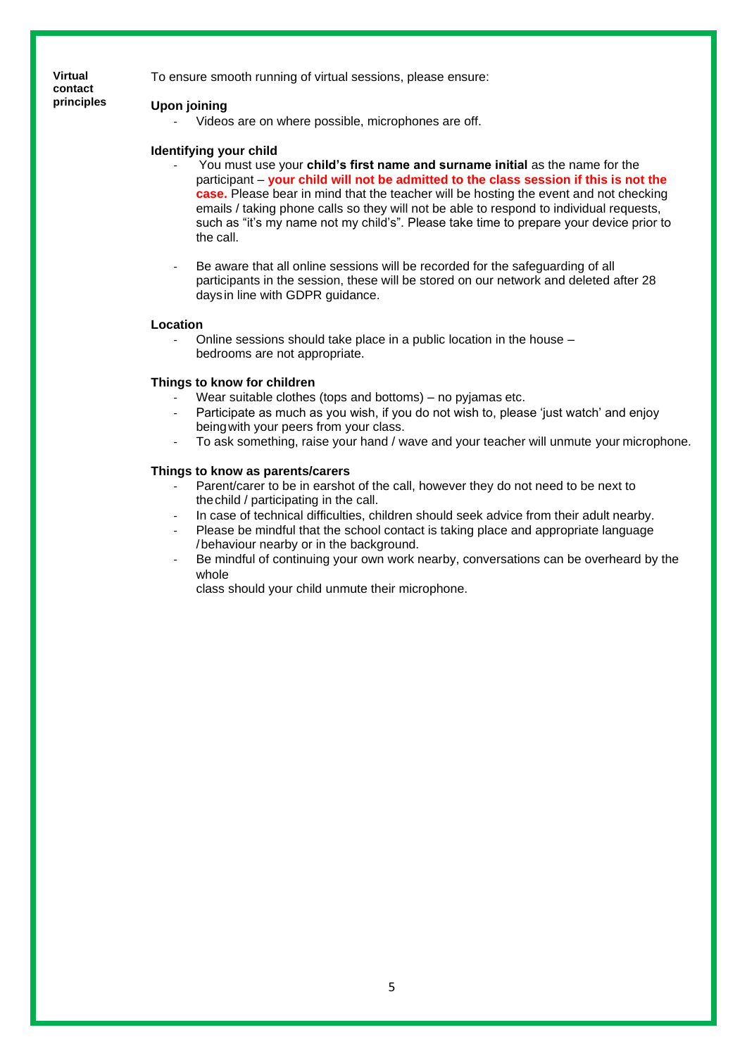**Virtual contact principles**

To ensure smooth running of virtual sessions, please ensure:

**Upon joining**

- Videos are on where possible, microphones are off.

**Identifying your child**

- You must use your **child's first name and surname initial** as the name for the participant – **your child will not be admitted to the class session if this is not the case.** Please bear in mind that the teacher will be hosting the event and not checking emails / taking phone calls so they will not be able to respond to individual requests, such as "it's my name not my child's". Please take time to prepare your device prior to the call.

- Be aware that all online sessions will be recorded for the safeguarding of all participants in the session, these will be stored on our network and deleted after 28 days in line with GDPR guidance.

**Location**

- Online sessions should take place in a public location in the house – bedrooms are not appropriate.

**Things to know for children**

- Wear suitable clothes (tops and bottoms) – no pyjamas etc.
- Participate as much as you wish, if you do not wish to, please 'just watch' and enjoy being with your peers from your class.
- To ask something, raise your hand / wave and your teacher will unmute your microphone.

**Things to know as parents/carers**

- Parent/carer to be in earshot of the call, however they do not need to be next to the child / participating in the call.
- In case of technical difficulties, children should seek advice from their adult nearby.
- Please be mindful that the school contact is taking place and appropriate language / behaviour nearby or in the background.
- Be mindful of continuing your own work nearby, conversations can be overheard by the whole class should your child unmute their microphone.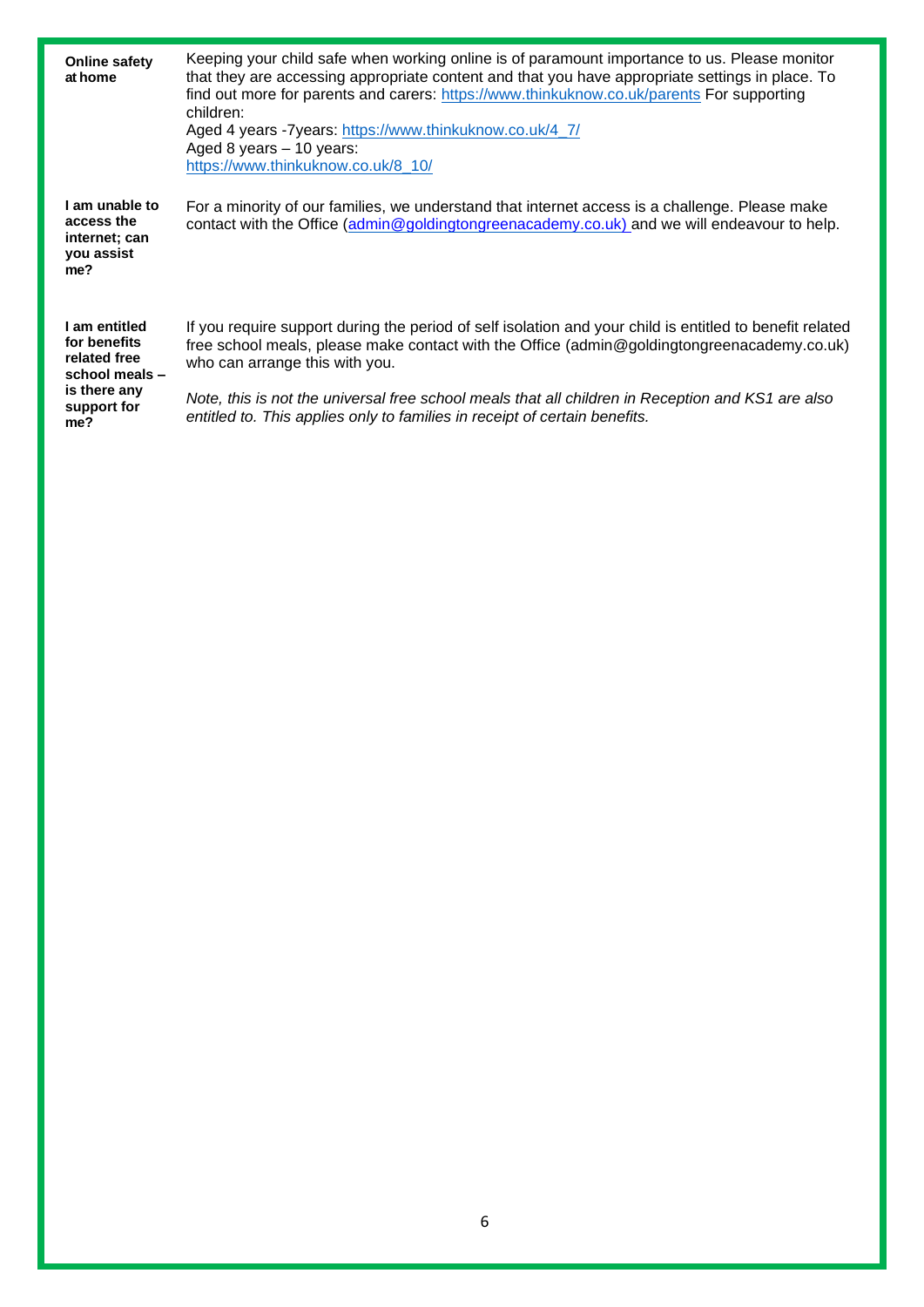| | |
|---|---|
| **Online safety at home** | Keeping your child safe when working online is of paramount importance to us. Please monitor that they are accessing appropriate content and that you have appropriate settings in place. To find out more for parents and carers: https://www.thinkuknow.co.uk/parents For supporting children:<br>Aged 4 years -7years: https://www.thinkuknow.co.uk/4_7/<br>Aged 8 years – 10 years:<br>https://www.thinkuknow.co.uk/8_10/ |
| **I am unable to access the internet; can you assist me?** | For a minority of our families, we understand that internet access is a challenge. Please make contact with the Office (admin@goldingtongreenacademy.co.uk) and we will endeavour to help. |
| **I am entitled for benefits related free school meals – is there any support for me?** | If you require support during the period of self isolation and your child is entitled to benefit related free school meals, please make contact with the Office (admin@goldingtongreenacademy.co.uk) who can arrange this with you.<br><br>*Note, this is not the universal free school meals that all children in Reception and KS1 are also entitled to. This applies only to families in receipt of certain benefits.* |